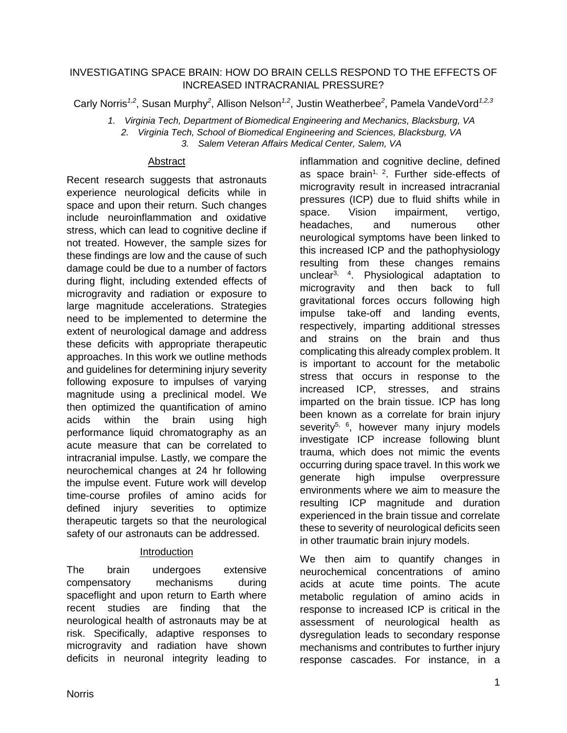# INVESTIGATING SPACE BRAIN: HOW DO BRAIN CELLS RESPOND TO THE EFFECTS OF INCREASED INTRACRANIAL PRESSURE?

Carly Norris[1,2], Susan Murphy[2], Allison Nelson[1,2], Justin Weatherbee[2], Pamela VandeVord[1,2,3]

*1. Virginia Tech, Department of Biomedical Engineering and Mechanics, Blacksburg, VA*
*2. Virginia Tech, School of Biomedical Engineering and Sciences, Blacksburg, VA*
*3. Salem Veteran Affairs Medical Center, Salem, VA*

## Abstract

Recent research suggests that astronauts experience neurological deficits while in space and upon their return. Such changes include neuroinflammation and oxidative stress, which can lead to cognitive decline if not treated. However, the sample sizes for these findings are low and the cause of such damage could be due to a number of factors during flight, including extended effects of microgravity and radiation or exposure to large magnitude accelerations. Strategies need to be implemented to determine the extent of neurological damage and address these deficits with appropriate therapeutic approaches. In this work we outline methods and guidelines for determining injury severity following exposure to impulses of varying magnitude using a preclinical model. We then optimized the quantification of amino acids within the brain using high performance liquid chromatography as an acute measure that can be correlated to intracranial impulse. Lastly, we compare the neurochemical changes at 24 hr following the impulse event. Future work will develop time-course profiles of amino acids for defined injury severities to optimize therapeutic targets so that the neurological safety of our astronauts can be addressed.

## Introduction

The brain undergoes extensive compensatory mechanisms during spaceflight and upon return to Earth where recent studies are finding that the neurological health of astronauts may be at risk. Specifically, adaptive responses to microgravity and radiation have shown deficits in neuronal integrity leading to inflammation and cognitive decline, defined as space brain[1, 2]. Further side-effects of microgravity result in increased intracranial pressures (ICP) due to fluid shifts while in space. Vision impairment, vertigo, headaches, and numerous other neurological symptoms have been linked to this increased ICP and the pathophysiology resulting from these changes remains unclear[3, 4]. Physiological adaptation to microgravity and then back to full gravitational forces occurs following high impulse take-off and landing events, respectively, imparting additional stresses and strains on the brain and thus complicating this already complex problem. It is important to account for the metabolic stress that occurs in response to the increased ICP, stresses, and strains imparted on the brain tissue. ICP has long been known as a correlate for brain injury severity[5, 6], however many injury models investigate ICP increase following blunt trauma, which does not mimic the events occurring during space travel. In this work we generate high impulse overpressure environments where we aim to measure the resulting ICP magnitude and duration experienced in the brain tissue and correlate these to severity of neurological deficits seen in other traumatic brain injury models.

We then aim to quantify changes in neurochemical concentrations of amino acids at acute time points. The acute metabolic regulation of amino acids in response to increased ICP is critical in the assessment of neurological health as dysregulation leads to secondary response mechanisms and contributes to further injury response cascades. For instance, in a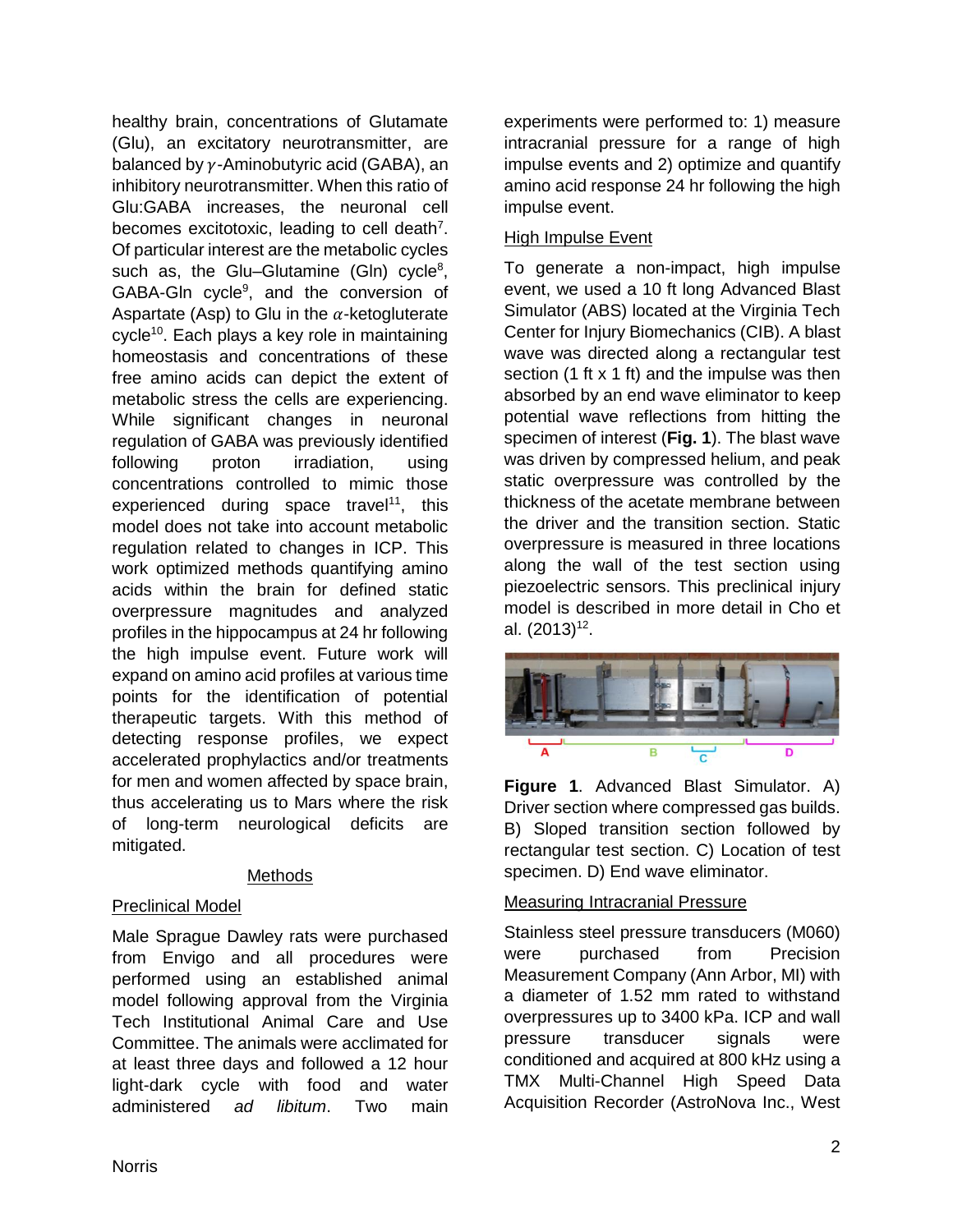healthy brain, concentrations of Glutamate (Glu), an excitatory neurotransmitter, are balanced by $\gamma$-Aminobutyric acid (GABA), an inhibitory neurotransmitter. When this ratio of Glu:GABA increases, the neuronal cell becomes excitotoxic, leading to cell death[7]. Of particular interest are the metabolic cycles such as, the Glu–Glutamine (Gln) cycle[8], GABA-Gln cycle[9], and the conversion of Aspartate (Asp) to Glu in the $\alpha$-ketogluterate cycle[10]. Each plays a key role in maintaining homeostasis and concentrations of these free amino acids can depict the extent of metabolic stress the cells are experiencing. While significant changes in neuronal regulation of GABA was previously identified following proton irradiation, using concentrations controlled to mimic those experienced during space travel[11], this model does not take into account metabolic regulation related to changes in ICP. This work optimized methods quantifying amino acids within the brain for defined static overpressure magnitudes and analyzed profiles in the hippocampus at 24 hr following the high impulse event. Future work will expand on amino acid profiles at various time points for the identification of potential therapeutic targets. With this method of detecting response profiles, we expect accelerated prophylactics and/or treatments for men and women affected by space brain, thus accelerating us to Mars where the risk of long-term neurological deficits are mitigated.

## Methods

### Preclinical Model

Male Sprague Dawley rats were purchased from Envigo and all procedures were performed using an established animal model following approval from the Virginia Tech Institutional Animal Care and Use Committee. The animals were acclimated for at least three days and followed a 12 hour light-dark cycle with food and water administered *ad libitum*. Two main experiments were performed to: 1) measure intracranial pressure for a range of high impulse events and 2) optimize and quantify amino acid response 24 hr following the high impulse event.

### High Impulse Event

To generate a non-impact, high impulse event, we used a 10 ft long Advanced Blast Simulator (ABS) located at the Virginia Tech Center for Injury Biomechanics (CIB). A blast wave was directed along a rectangular test section (1 ft x 1 ft) and the impulse was then absorbed by an end wave eliminator to keep potential wave reflections from hitting the specimen of interest (**Fig. 1**). The blast wave was driven by compressed helium, and peak static overpressure was controlled by the thickness of the acetate membrane between the driver and the transition section. Static overpressure is measured in three locations along the wall of the test section using piezoelectric sensors. This preclinical injury model is described in more detail in Cho et al. (2013)[12].

**Figure 1**. Advanced Blast Simulator. A) Driver section where compressed gas builds. B) Sloped transition section followed by rectangular test section. C) Location of test specimen. D) End wave eliminator.

### Measuring Intracranial Pressure

Stainless steel pressure transducers (M060) were purchased from Precision Measurement Company (Ann Arbor, MI) with a diameter of 1.52 mm rated to withstand overpressures up to 3400 kPa. ICP and wall pressure transducer signals were conditioned and acquired at 800 kHz using a TMX Multi-Channel High Speed Data Acquisition Recorder (AstroNova Inc., West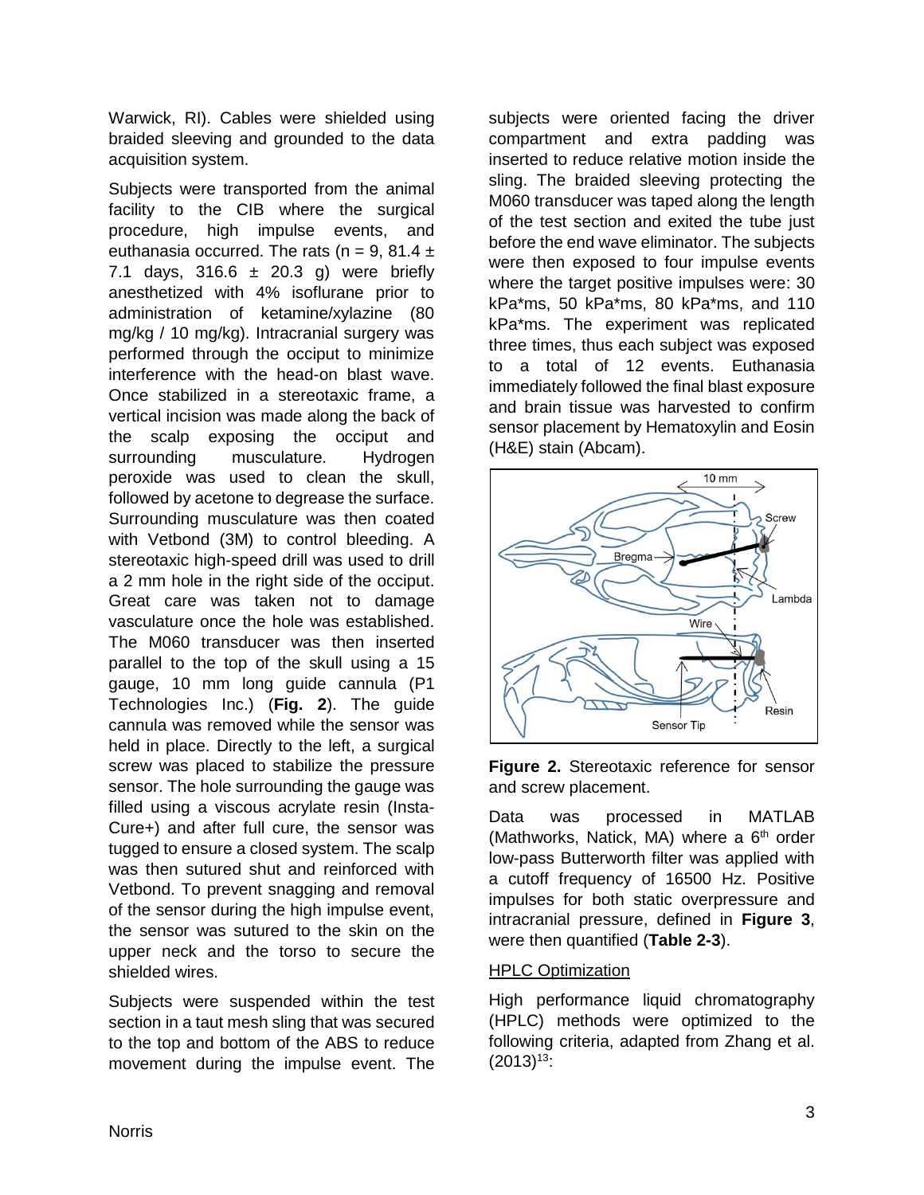Warwick, RI). Cables were shielded using braided sleeving and grounded to the data acquisition system.

Subjects were transported from the animal facility to the CIB where the surgical procedure, high impulse events, and euthanasia occurred. The rats (n = 9, 81.4 ± 7.1 days, 316.6 ± 20.3 g) were briefly anesthetized with 4% isoflurane prior to administration of ketamine/xylazine (80 mg/kg / 10 mg/kg). Intracranial surgery was performed through the occiput to minimize interference with the head-on blast wave. Once stabilized in a stereotaxic frame, a vertical incision was made along the back of the scalp exposing the occiput and surrounding musculature. Hydrogen peroxide was used to clean the skull, followed by acetone to degrease the surface. Surrounding musculature was then coated with Vetbond (3M) to control bleeding. A stereotaxic high-speed drill was used to drill a 2 mm hole in the right side of the occiput. Great care was taken not to damage vasculature once the hole was established. The M060 transducer was then inserted parallel to the top of the skull using a 15 gauge, 10 mm long guide cannula (P1 Technologies Inc.) (**Fig. 2**). The guide cannula was removed while the sensor was held in place. Directly to the left, a surgical screw was placed to stabilize the pressure sensor. The hole surrounding the gauge was filled using a viscous acrylate resin (Insta-Cure+) and after full cure, the sensor was tugged to ensure a closed system. The scalp was then sutured shut and reinforced with Vetbond. To prevent snagging and removal of the sensor during the high impulse event, the sensor was sutured to the skin on the upper neck and the torso to secure the shielded wires.

Subjects were suspended within the test section in a taut mesh sling that was secured to the top and bottom of the ABS to reduce movement during the impulse event. The subjects were oriented facing the driver compartment and extra padding was inserted to reduce relative motion inside the sling. The braided sleeving protecting the M060 transducer was taped along the length of the test section and exited the tube just before the end wave eliminator. The subjects were then exposed to four impulse events where the target positive impulses were: 30 kPa*ms, 50 kPa*ms, 80 kPa*ms, and 110 kPa*ms. The experiment was replicated three times, thus each subject was exposed to a total of 12 events. Euthanasia immediately followed the final blast exposure and brain tissue was harvested to confirm sensor placement by Hematoxylin and Eosin (H&E) stain (Abcam).

**Figure 2.** Stereotaxic reference for sensor and screw placement.

Data was processed in MATLAB (Mathworks, Natick, MA) where a 6$^{th}$ order low-pass Butterworth filter was applied with a cutoff frequency of 16500 Hz. Positive impulses for both static overpressure and intracranial pressure, defined in **Figure 3**, were then quantified (**Table 2-3**).

<u>HPLC Optimization</u>

High performance liquid chromatography (HPLC) methods were optimized to the following criteria, adapted from Zhang et al. (2013)[13]: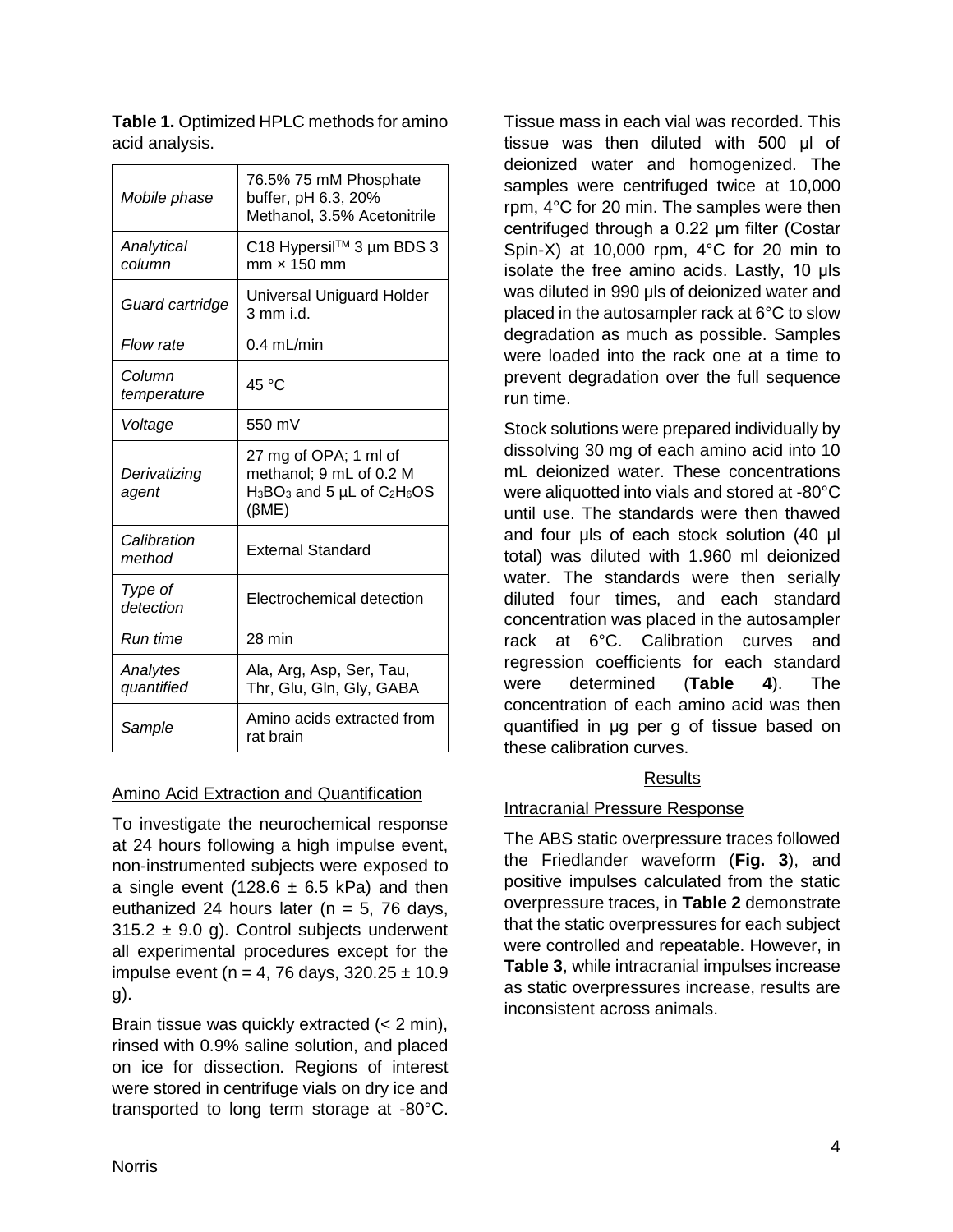**Table 1.** Optimized HPLC methods for amino acid analysis.

| | |
|---|---|
| *Mobile phase* | 76.5% 75 mM Phosphate buffer, pH 6.3, 20% Methanol, 3.5% Acetonitrile |
| *Analytical column* | C18 Hypersil™ 3 µm BDS 3 mm × 150 mm |
| *Guard cartridge* | Universal Uniguard Holder 3 mm i.d. |
| *Flow rate* | 0.4 mL/min |
| *Column temperature* | 45 °C |
| *Voltage* | 550 mV |
| *Derivatizing agent* | 27 mg of OPA; 1 ml of methanol; 9 mL of 0.2 M $H_3BO_3$ and 5 µL of $C_2H_6OS$ (βME) |
| *Calibration method* | External Standard |
| *Type of detection* | Electrochemical detection |
| *Run time* | 28 min |
| *Analytes quantified* | Ala, Arg, Asp, Ser, Tau, Thr, Glu, Gln, Gly, GABA |
| *Sample* | Amino acids extracted from rat brain |

Amino Acid Extraction and Quantification

To investigate the neurochemical response at 24 hours following a high impulse event, non-instrumented subjects were exposed to a single event (128.6 ± 6.5 kPa) and then euthanized 24 hours later (n = 5, 76 days, 315.2 ± 9.0 g). Control subjects underwent all experimental procedures except for the impulse event (n = 4, 76 days, 320.25 ± 10.9 g).

Brain tissue was quickly extracted (< 2 min), rinsed with 0.9% saline solution, and placed on ice for dissection. Regions of interest were stored in centrifuge vials on dry ice and transported to long term storage at -80°C. Tissue mass in each vial was recorded. This tissue was then diluted with 500 µl of deionized water and homogenized. The samples were centrifuged twice at 10,000 rpm, 4°C for 20 min. The samples were then centrifuged through a 0.22 µm filter (Costar Spin-X) at 10,000 rpm, 4°C for 20 min to isolate the free amino acids. Lastly, 10 µls was diluted in 990 µls of deionized water and placed in the autosampler rack at 6°C to slow degradation as much as possible. Samples were loaded into the rack one at a time to prevent degradation over the full sequence run time.

Stock solutions were prepared individually by dissolving 30 mg of each amino acid into 10 mL deionized water. These concentrations were aliquotted into vials and stored at -80°C until use. The standards were then thawed and four µls of each stock solution (40 µl total) was diluted with 1.960 ml deionized water. The standards were then serially diluted four times, and each standard concentration was placed in the autosampler rack at 6°C. Calibration curves and regression coefficients for each standard were determined (**Table 4**). The concentration of each amino acid was then quantified in µg per g of tissue based on these calibration curves.

## Results

Intracranial Pressure Response

The ABS static overpressure traces followed the Friedlander waveform (**Fig. 3**), and positive impulses calculated from the static overpressure traces, in **Table 2** demonstrate that the static overpressures for each subject were controlled and repeatable. However, in **Table 3**, while intracranial impulses increase as static overpressures increase, results are inconsistent across animals.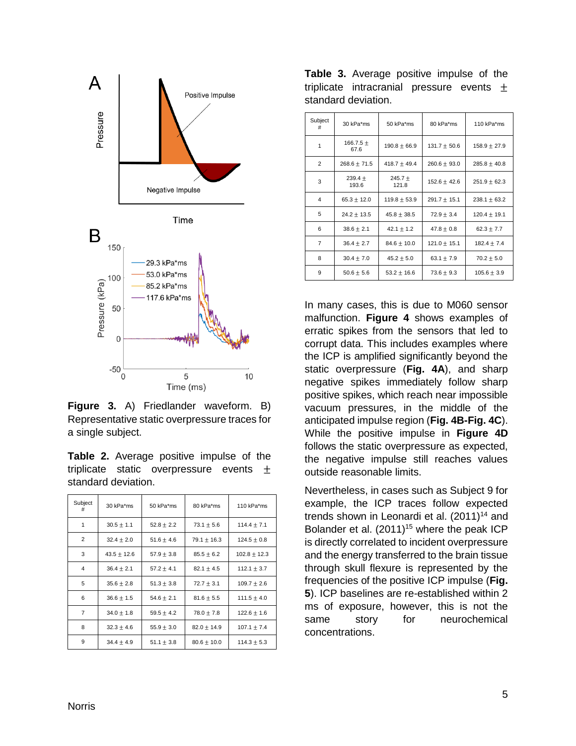**Figure 3.** A) Friedlander waveform. B) Representative static overpressure traces for a single subject.

**Table 2.** Average positive impulse of the triplicate static overpressure events ± standard deviation.

| Subject # | 30 kPa*ms | 50 kPa*ms | 80 kPa*ms | 110 kPa*ms |
|---|---|---|---|---|
| 1 | 30.5 ± 1.1 | 52.8 ± 2.2 | 73.1 ± 5.6 | 114.4 ± 7.1 |
| 2 | 32.4 ± 2.0 | 51.6 ± 4.6 | 79.1 ± 16.3 | 124.5 ± 0.8 |
| 3 | 43.5 ± 12.6 | 57.9 ± 3.8 | 85.5 ± 6.2 | 102.8 ± 12.3 |
| 4 | 36.4 ± 2.1 | 57.2 ± 4.1 | 82.1 ± 4.5 | 112.1 ± 3.7 |
| 5 | 35.6 ± 2.8 | 51.3 ± 3.8 | 72.7 ± 3.1 | 109.7 ± 2.6 |
| 6 | 36.6 ± 1.5 | 54.6 ± 2.1 | 81.6 ± 5.5 | 111.5 ± 4.0 |
| 7 | 34.0 ± 1.8 | 59.5 ± 4.2 | 78.0 ± 7.8 | 122.6 ± 1.6 |
| 8 | 32.3 ± 4.6 | 55.9 ± 3.0 | 82.0 ± 14.9 | 107.1 ± 7.4 |
| 9 | 34.4 ± 4.9 | 51.1 ± 3.8 | 80.6 ± 10.0 | 114.3 ± 5.3 |

**Table 3.** Average positive impulse of the triplicate intracranial pressure events ± standard deviation.

| Subject # | 30 kPa*ms | 50 kPa*ms | 80 kPa*ms | 110 kPa*ms |
|---|---|---|---|---|
| 1 | 166.7.5 ± 67.6 | 190.8 ± 66.9 | 131.7 ± 50.6 | 158.9 ± 27.9 |
| 2 | 268.6 ± 71.5 | 418.7 ± 49.4 | 260.6 ± 93.0 | 285.8 ± 40.8 |
| 3 | 239.4 ± 193.6 | 245.7 ± 121.8 | 152.6 ± 42.6 | 251.9 ± 62.3 |
| 4 | 65.3 ± 12.0 | 119.8 ± 53.9 | 291.7 ± 15.1 | 238.1 ± 63.2 |
| 5 | 24.2 ± 13.5 | 45.8 ± 38.5 | 72.9 ± 3.4 | 120.4 ± 19.1 |
| 6 | 38.6 ± 2.1 | 42.1 ± 1.2 | 47.8 ± 0.8 | 62.3 ± 7.7 |
| 7 | 36.4 ± 2.7 | 84.6 ± 10.0 | 121.0 ± 15.1 | 182.4 ± 7.4 |
| 8 | 30.4 ± 7.0 | 45.2 ± 5.0 | 63.1 ± 7.9 | 70.2 ± 5.0 |
| 9 | 50.6 ± 5.6 | 53.2 ± 16.6 | 73.6 ± 9.3 | 105.6 ± 3.9 |

In many cases, this is due to M060 sensor malfunction. **Figure 4** shows examples of erratic spikes from the sensors that led to corrupt data. This includes examples where the ICP is amplified significantly beyond the static overpressure (**Fig. 4A**), and sharp negative spikes immediately follow sharp positive spikes, which reach near impossible vacuum pressures, in the middle of the anticipated impulse region (**Fig. 4B-Fig. 4C**). While the positive impulse in **Figure 4D** follows the static overpressure as expected, the negative impulse still reaches values outside reasonable limits.

Nevertheless, in cases such as Subject 9 for example, the ICP traces follow expected trends shown in Leonardi et al. (2011)[14] and Bolander et al. (2011)[15] where the peak ICP is directly correlated to incident overpressure and the energy transferred to the brain tissue through skull flexure is represented by the frequencies of the positive ICP impulse (**Fig. 5**). ICP baselines are re-established within 2 ms of exposure, however, this is not the same story for neurochemical concentrations.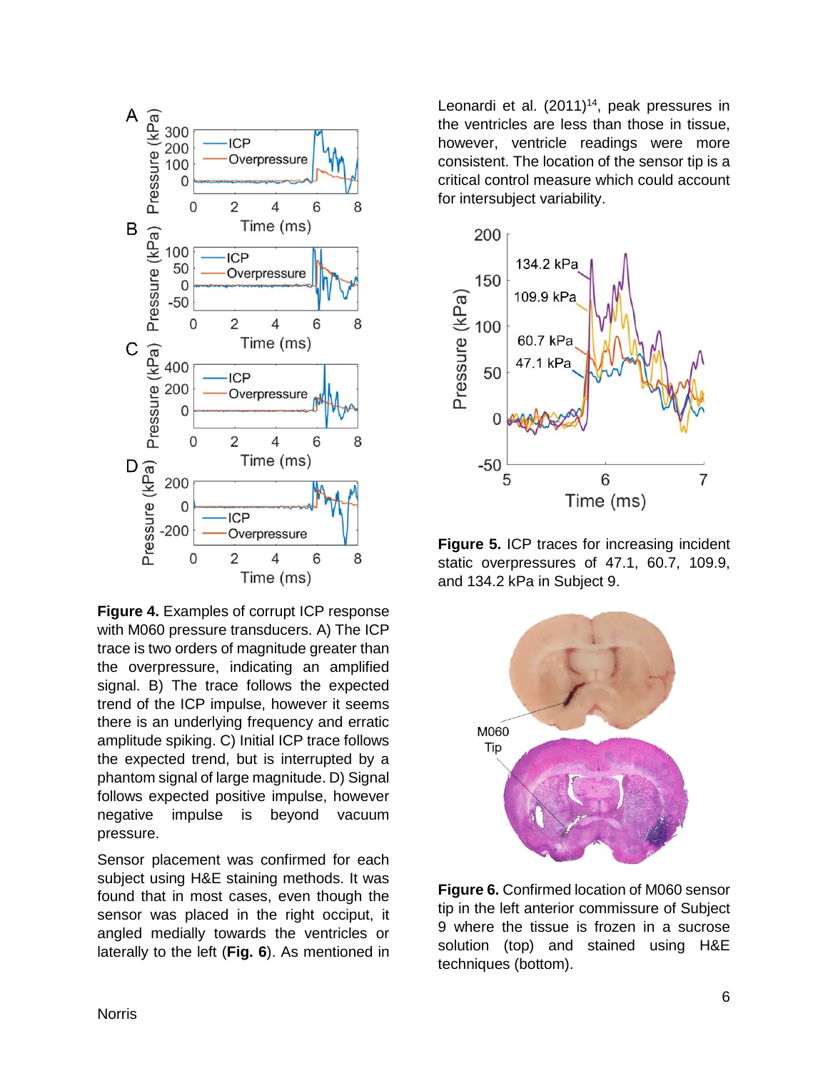**Figure 4.** Examples of corrupt ICP response with M060 pressure transducers. A) The ICP trace is two orders of magnitude greater than the overpressure, indicating an amplified signal. B) The trace follows the expected trend of the ICP impulse, however it seems there is an underlying frequency and erratic amplitude spiking. C) Initial ICP trace follows the expected trend, but is interrupted by a phantom signal of large magnitude. D) Signal follows expected positive impulse, however negative impulse is beyond vacuum pressure.

Sensor placement was confirmed for each subject using H&E staining methods. It was found that in most cases, even though the sensor was placed in the right occiput, it angled medially towards the ventricles or laterally to the left (**Fig. 6**). As mentioned in Leonardi et al. (2011)[14], peak pressures in the ventricles are less than those in tissue, however, ventricle readings were more consistent. The location of the sensor tip is a critical control measure which could account for intersubject variability.

**Figure 5.** ICP traces for increasing incident static overpressures of 47.1, 60.7, 109.9, and 134.2 kPa in Subject 9.

**Figure 6.** Confirmed location of M060 sensor tip in the left anterior commissure of Subject 9 where the tissue is frozen in a sucrose solution (top) and stained using H&E techniques (bottom).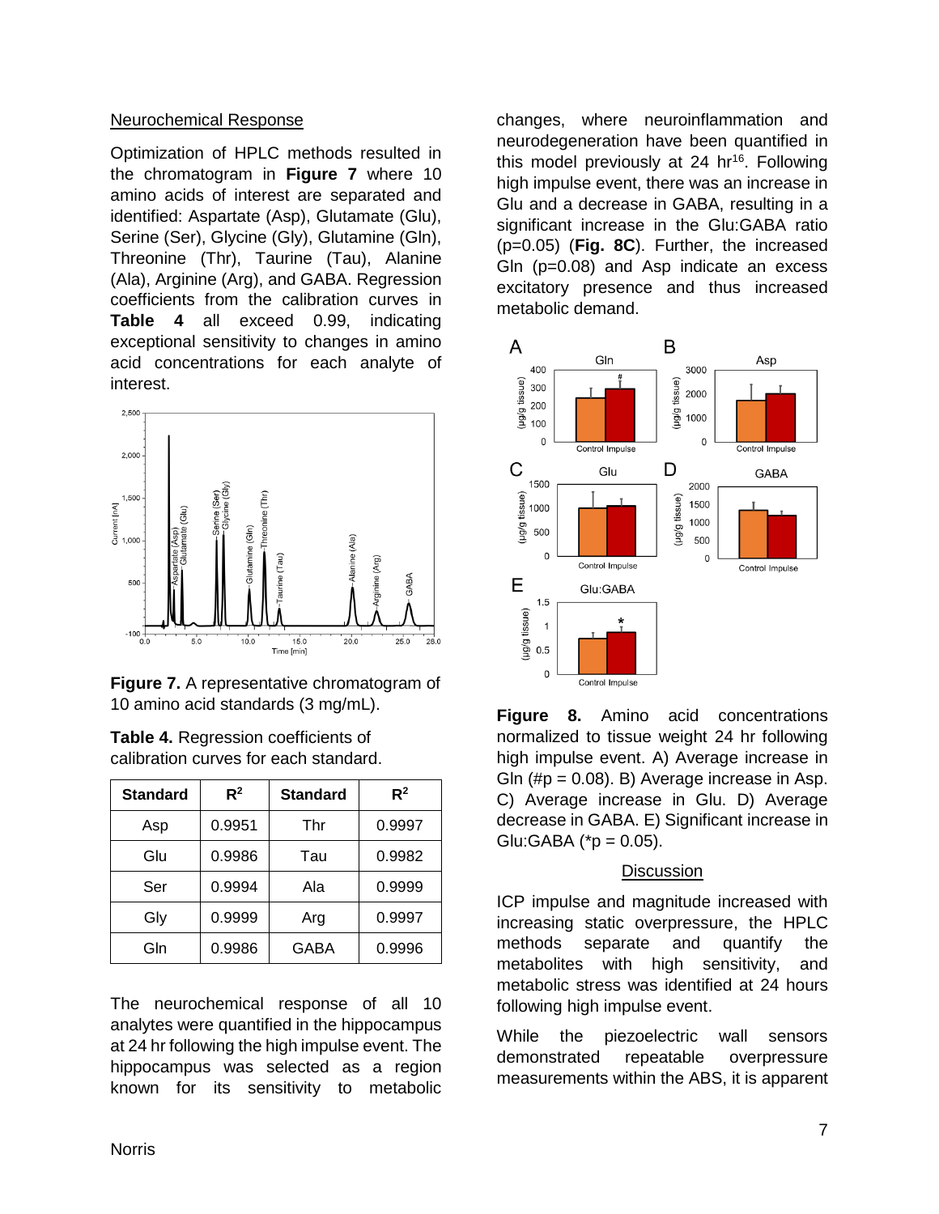Neurochemical Response

Optimization of HPLC methods resulted in the chromatogram in **Figure 7** where 10 amino acids of interest are separated and identified: Aspartate (Asp), Glutamate (Glu), Serine (Ser), Glycine (Gly), Glutamine (Gln), Threonine (Thr), Taurine (Tau), Alanine (Ala), Arginine (Arg), and GABA. Regression coefficients from the calibration curves in **Table 4** all exceed 0.99, indicating exceptional sensitivity to changes in amino acid concentrations for each analyte of interest.

**Figure 7.** A representative chromatogram of 10 amino acid standards (3 mg/mL).

**Table 4.** Regression coefficients of calibration curves for each standard.

| Standard | $R^2$ | Standard | $R^2$ |
|---|---|---|---|
| Asp | 0.9951 | Thr | 0.9997 |
| Glu | 0.9986 | Tau | 0.9982 |
| Ser | 0.9994 | Ala | 0.9999 |
| Gly | 0.9999 | Arg | 0.9997 |
| Gln | 0.9986 | GABA | 0.9996 |

The neurochemical response of all 10 analytes were quantified in the hippocampus at 24 hr following the high impulse event. The hippocampus was selected as a region known for its sensitivity to metabolic changes, where neuroinflammation and neurodegeneration have been quantified in this model previously at 24 hr[16]. Following high impulse event, there was an increase in Glu and a decrease in GABA, resulting in a significant increase in the Glu:GABA ratio (p=0.05) (**Fig. 8C**). Further, the increased Gln (p=0.08) and Asp indicate an excess excitatory presence and thus increased metabolic demand.

**Figure 8.** Amino acid concentrations normalized to tissue weight 24 hr following high impulse event. A) Average increase in Gln (#p = 0.08). B) Average increase in Asp. C) Average increase in Glu. D) Average decrease in GABA. E) Significant increase in Glu:GABA (*p = 0.05).

## Discussion

ICP impulse and magnitude increased with increasing static overpressure, the HPLC methods separate and quantify the metabolites with high sensitivity, and metabolic stress was identified at 24 hours following high impulse event.

While the piezoelectric wall sensors demonstrated repeatable overpressure measurements within the ABS, it is apparent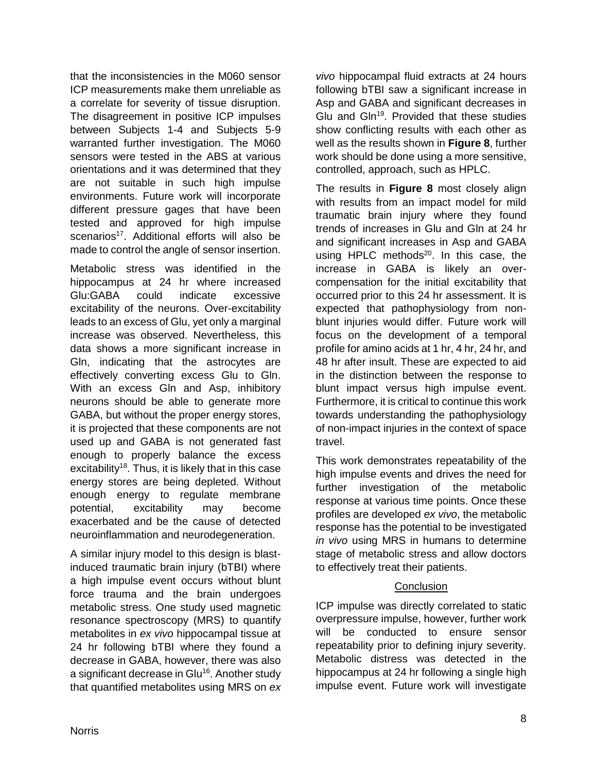that the inconsistencies in the M060 sensor ICP measurements make them unreliable as a correlate for severity of tissue disruption. The disagreement in positive ICP impulses between Subjects 1-4 and Subjects 5-9 warranted further investigation. The M060 sensors were tested in the ABS at various orientations and it was determined that they are not suitable in such high impulse environments. Future work will incorporate different pressure gages that have been tested and approved for high impulse scenarios[17]. Additional efforts will also be made to control the angle of sensor insertion.

Metabolic stress was identified in the hippocampus at 24 hr where increased Glu:GABA could indicate excessive excitability of the neurons. Over-excitability leads to an excess of Glu, yet only a marginal increase was observed. Nevertheless, this data shows a more significant increase in Gln, indicating that the astrocytes are effectively converting excess Glu to Gln. With an excess Gln and Asp, inhibitory neurons should be able to generate more GABA, but without the proper energy stores, it is projected that these components are not used up and GABA is not generated fast enough to properly balance the excess excitability[18]. Thus, it is likely that in this case energy stores are being depleted. Without enough energy to regulate membrane potential, excitability may become exacerbated and be the cause of detected neuroinflammation and neurodegeneration.

A similar injury model to this design is blast-induced traumatic brain injury (bTBI) where a high impulse event occurs without blunt force trauma and the brain undergoes metabolic stress. One study used magnetic resonance spectroscopy (MRS) to quantify metabolites in *ex vivo* hippocampal tissue at 24 hr following bTBI where they found a decrease in GABA, however, there was also a significant decrease in Glu[16]. Another study that quantified metabolites using MRS on *ex vivo* hippocampal fluid extracts at 24 hours following bTBI saw a significant increase in Asp and GABA and significant decreases in Glu and Gln[19]. Provided that these studies show conflicting results with each other as well as the results shown in **Figure 8**, further work should be done using a more sensitive, controlled, approach, such as HPLC.

The results in **Figure 8** most closely align with results from an impact model for mild traumatic brain injury where they found trends of increases in Glu and Gln at 24 hr and significant increases in Asp and GABA using HPLC methods[20]. In this case, the increase in GABA is likely an over-compensation for the initial excitability that occurred prior to this 24 hr assessment. It is expected that pathophysiology from non-blunt injuries would differ. Future work will focus on the development of a temporal profile for amino acids at 1 hr, 4 hr, 24 hr, and 48 hr after insult. These are expected to aid in the distinction between the response to blunt impact versus high impulse event. Furthermore, it is critical to continue this work towards understanding the pathophysiology of non-impact injuries in the context of space travel.

This work demonstrates repeatability of the high impulse events and drives the need for further investigation of the metabolic response at various time points. Once these profiles are developed *ex vivo*, the metabolic response has the potential to be investigated *in vivo* using MRS in humans to determine stage of metabolic stress and allow doctors to effectively treat their patients.

## Conclusion

ICP impulse was directly correlated to static overpressure impulse, however, further work will be conducted to ensure sensor repeatability prior to defining injury severity. Metabolic distress was detected in the hippocampus at 24 hr following a single high impulse event. Future work will investigate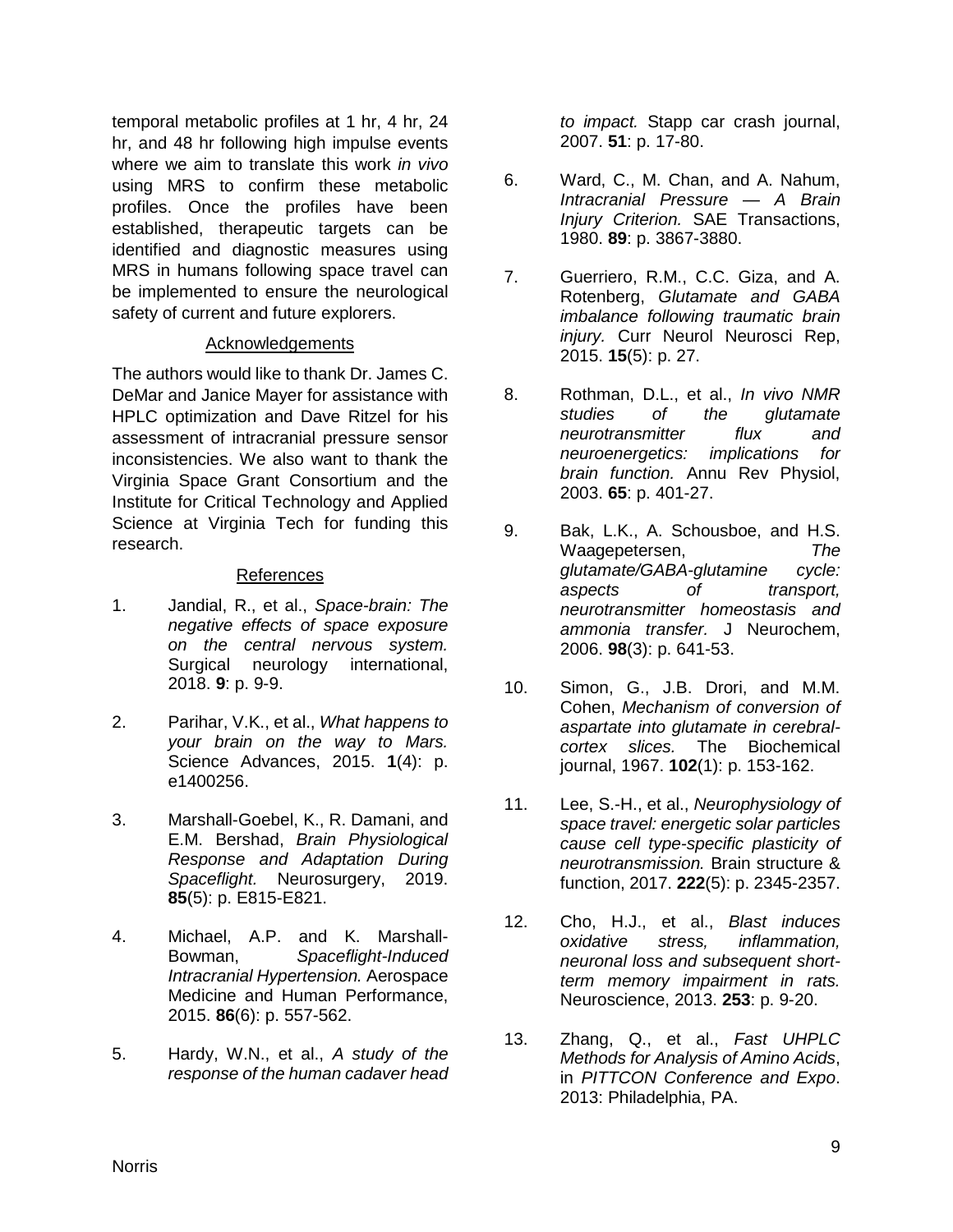temporal metabolic profiles at 1 hr, 4 hr, 24 hr, and 48 hr following high impulse events where we aim to translate this work *in vivo* using MRS to confirm these metabolic profiles. Once the profiles have been established, therapeutic targets can be identified and diagnostic measures using MRS in humans following space travel can be implemented to ensure the neurological safety of current and future explorers.

## Acknowledgements

The authors would like to thank Dr. James C. DeMar and Janice Mayer for assistance with HPLC optimization and Dave Ritzel for his assessment of intracranial pressure sensor inconsistencies. We also want to thank the Virginia Space Grant Consortium and the Institute for Critical Technology and Applied Science at Virginia Tech for funding this research.

## References

1. Jandial, R., et al., *Space-brain: The negative effects of space exposure on the central nervous system.* Surgical neurology international, 2018. **9**: p. 9-9.
2. Parihar, V.K., et al., *What happens to your brain on the way to Mars.* Science Advances, 2015. **1**(4): p. e1400256.
3. Marshall-Goebel, K., R. Damani, and E.M. Bershad, *Brain Physiological Response and Adaptation During Spaceflight.* Neurosurgery, 2019. **85**(5): p. E815-E821.
4. Michael, A.P. and K. Marshall-Bowman, *Spaceflight-Induced Intracranial Hypertension.* Aerospace Medicine and Human Performance, 2015. **86**(6): p. 557-562.
5. Hardy, W.N., et al., *A study of the response of the human cadaver head to impact.* Stapp car crash journal, 2007. **51**: p. 17-80.
6. Ward, C., M. Chan, and A. Nahum, *Intracranial Pressure — A Brain Injury Criterion.* SAE Transactions, 1980. **89**: p. 3867-3880.
7. Guerriero, R.M., C.C. Giza, and A. Rotenberg, *Glutamate and GABA imbalance following traumatic brain injury.* Curr Neurol Neurosci Rep, 2015. **15**(5): p. 27.
8. Rothman, D.L., et al., *In vivo NMR studies of the glutamate neurotransmitter flux and neuroenergetics: implications for brain function.* Annu Rev Physiol, 2003. **65**: p. 401-27.
9. Bak, L.K., A. Schousboe, and H.S. Waagepetersen, *The glutamate/GABA-glutamine cycle: aspects of transport, neurotransmitter homeostasis and ammonia transfer.* J Neurochem, 2006. **98**(3): p. 641-53.
10. Simon, G., J.B. Drori, and M.M. Cohen, *Mechanism of conversion of aspartate into glutamate in cerebral-cortex slices.* The Biochemical journal, 1967. **102**(1): p. 153-162.
11. Lee, S.-H., et al., *Neurophysiology of space travel: energetic solar particles cause cell type-specific plasticity of neurotransmission.* Brain structure & function, 2017. **222**(5): p. 2345-2357.
12. Cho, H.J., et al., *Blast induces oxidative stress, inflammation, neuronal loss and subsequent short-term memory impairment in rats.* Neuroscience, 2013. **253**: p. 9-20.
13. Zhang, Q., et al., *Fast UHPLC Methods for Analysis of Amino Acids*, in *PITTCON Conference and Expo*. 2013: Philadelphia, PA.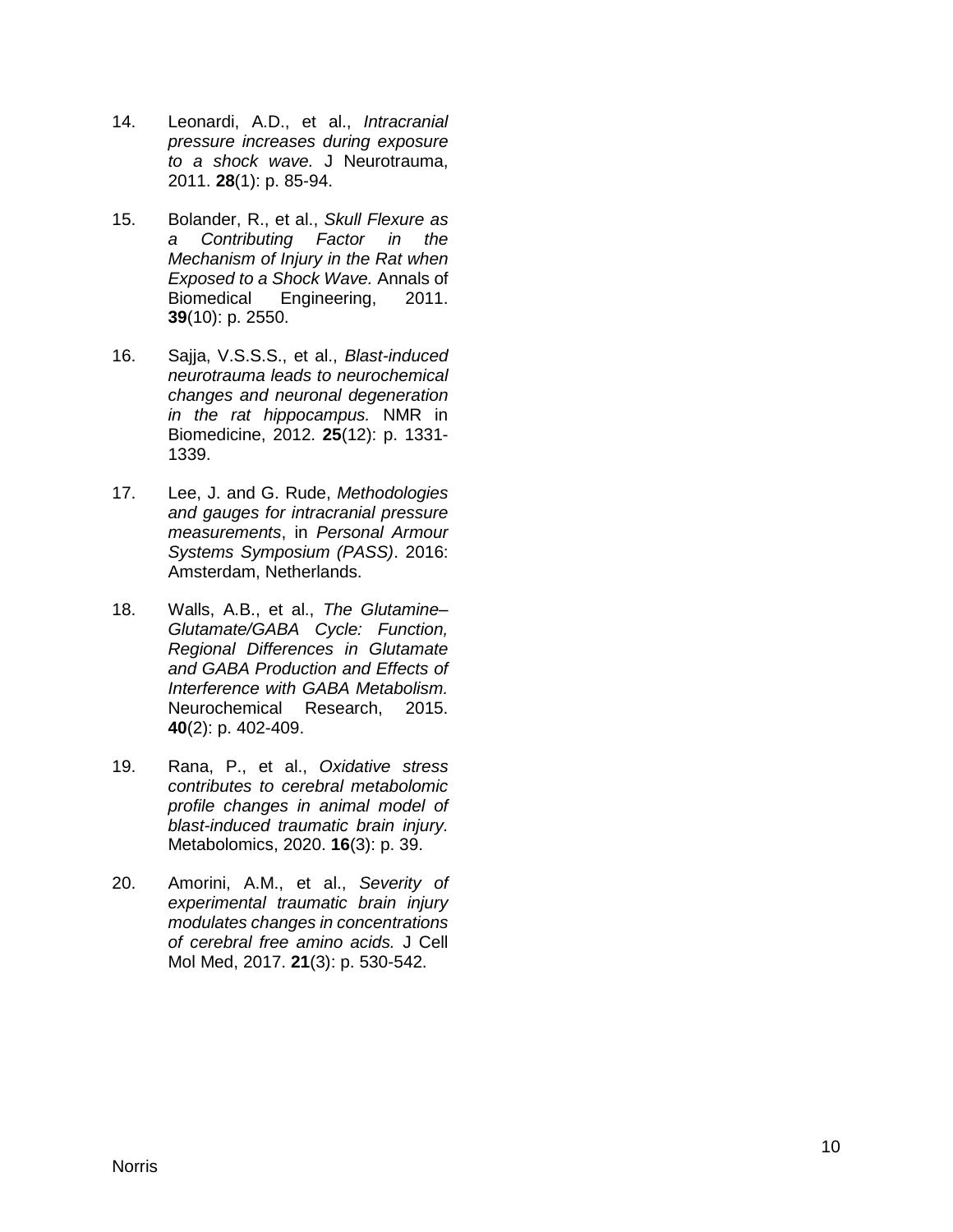14. Leonardi, A.D., et al., *Intracranial pressure increases during exposure to a shock wave.* J Neurotrauma, 2011. **28**(1): p. 85-94.

15. Bolander, R., et al., *Skull Flexure as a Contributing Factor in the Mechanism of Injury in the Rat when Exposed to a Shock Wave.* Annals of Biomedical Engineering, 2011. **39**(10): p. 2550.

16. Sajja, V.S.S.S., et al., *Blast-induced neurotrauma leads to neurochemical changes and neuronal degeneration in the rat hippocampus.* NMR in Biomedicine, 2012. **25**(12): p. 1331-1339.

17. Lee, J. and G. Rude, *Methodologies and gauges for intracranial pressure measurements*, in *Personal Armour Systems Symposium (PASS)*. 2016: Amsterdam, Netherlands.

18. Walls, A.B., et al., *The Glutamine–Glutamate/GABA Cycle: Function, Regional Differences in Glutamate and GABA Production and Effects of Interference with GABA Metabolism.* Neurochemical Research, 2015. **40**(2): p. 402-409.

19. Rana, P., et al., *Oxidative stress contributes to cerebral metabolomic profile changes in animal model of blast-induced traumatic brain injury.* Metabolomics, 2020. **16**(3): p. 39.

20. Amorini, A.M., et al., *Severity of experimental traumatic brain injury modulates changes in concentrations of cerebral free amino acids.* J Cell Mol Med, 2017. **21**(3): p. 530-542.